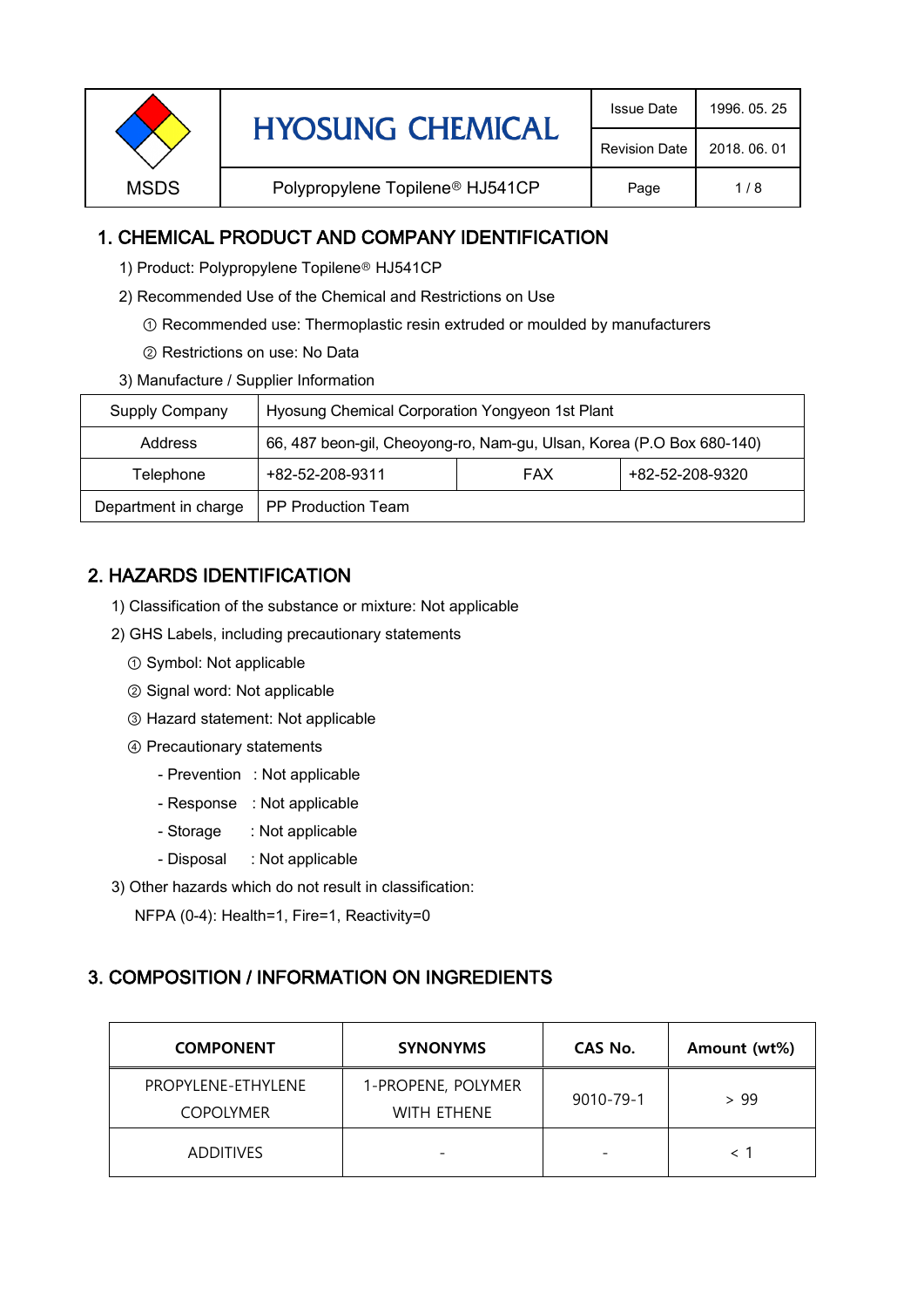| MSDS | HYOSUNG CHEMICAL | Issue Date | 1996. 05. 25 |
|---|---|---|---|
| | | Revision Date | 2018. 06. 01 |
| | Polypropylene Topilene® HJ541CP | | |

## 1. CHEMICAL PRODUCT AND COMPANY IDENTIFICATION

1) Product: Polypropylene Topilene® HJ541CP

2) Recommended Use of the Chemical and Restrictions on Use

① Recommended use: Thermoplastic resin extruded or moulded by manufacturers

② Restrictions on use: No Data

3) Manufacture / Supplier Information

| Supply Company | Hyosung Chemical Corporation Yongyeon 1st Plant | | |
|---|---|---|---|
| Address | 66, 487 beon-gil, Cheoyong-ro, Nam-gu, Ulsan, Korea (P.O Box 680-140) | | |
| Telephone | +82-52-208-9311 | FAX | +82-52-208-9320 |
| Department in charge | PP Production Team | | |

## 2. HAZARDS IDENTIFICATION

1) Classification of the substance or mixture: Not applicable

2) GHS Labels, including precautionary statements

① Symbol: Not applicable

② Signal word: Not applicable

③ Hazard statement: Not applicable

④ Precautionary statements

- Prevention : Not applicable
- Response : Not applicable
- Storage : Not applicable
- Disposal : Not applicable

3) Other hazards which do not result in classification:

NFPA (0-4): Health=1, Fire=1, Reactivity=0

## 3. COMPOSITION / INFORMATION ON INGREDIENTS

| COMPONENT | SYNONYMS | CAS No. | Amount (wt%) |
|---|---|---|---|
| PROPYLENE-ETHYLENE COPOLYMER | 1-PROPENE, POLYMER WITH ETHENE | 9010-79-1 | > 99 |
| ADDITIVES | - | - | < 1 |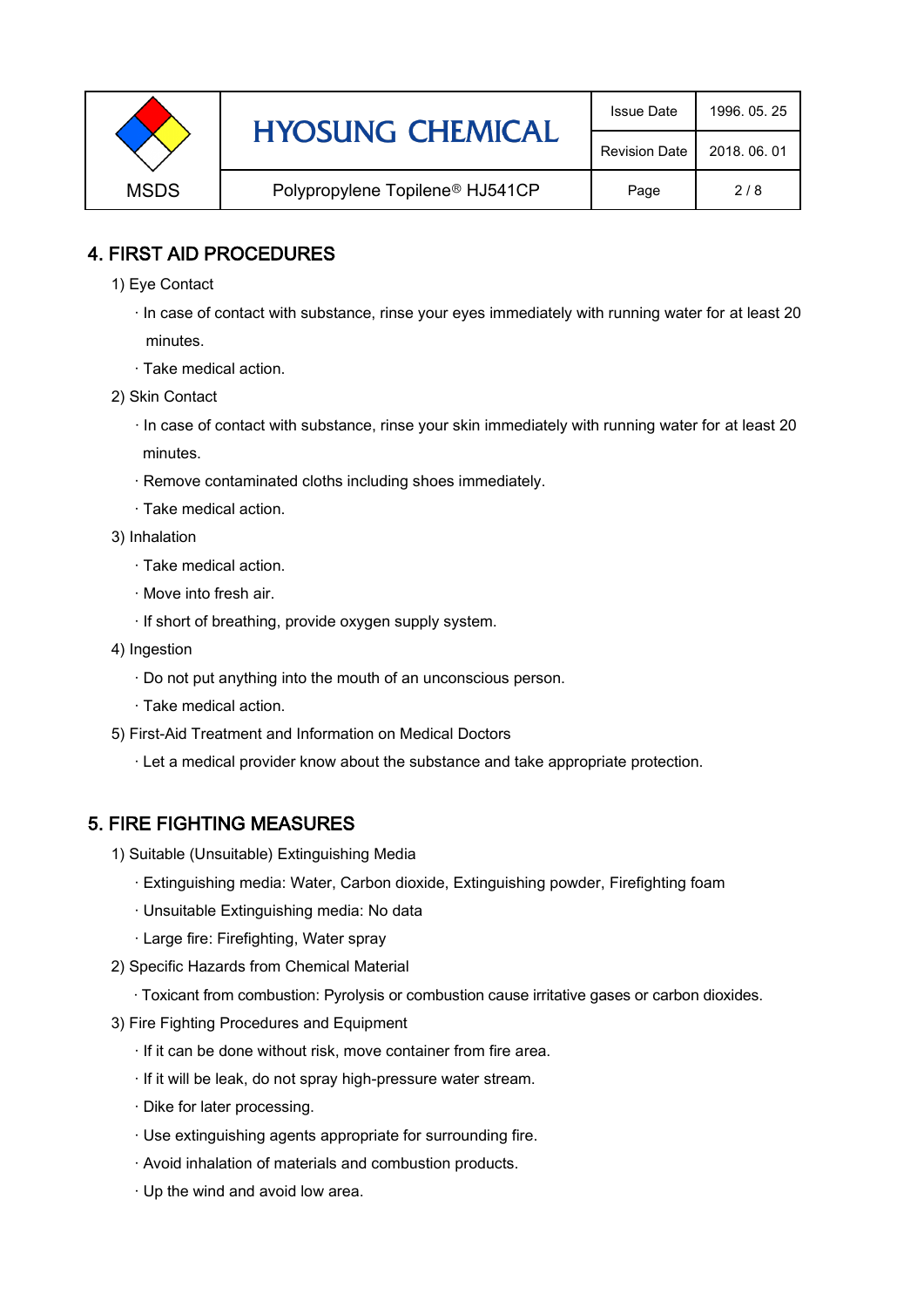## 4. FIRST AID PROCEDURES

1) Eye Contact

· In case of contact with substance, rinse your eyes immediately with running water for at least 20 minutes.

· Take medical action.

2) Skin Contact

· In case of contact with substance, rinse your skin immediately with running water for at least 20 minutes.

· Remove contaminated cloths including shoes immediately.

· Take medical action.

3) Inhalation

· Take medical action.

· Move into fresh air.

· If short of breathing, provide oxygen supply system.

4) Ingestion

· Do not put anything into the mouth of an unconscious person.

· Take medical action.

5) First-Aid Treatment and Information on Medical Doctors

· Let a medical provider know about the substance and take appropriate protection.

## 5. FIRE FIGHTING MEASURES

1) Suitable (Unsuitable) Extinguishing Media

· Extinguishing media: Water, Carbon dioxide, Extinguishing powder, Firefighting foam

· Unsuitable Extinguishing media: No data

· Large fire: Firefighting, Water spray

2) Specific Hazards from Chemical Material

· Toxicant from combustion: Pyrolysis or combustion cause irritative gases or carbon dioxides.

3) Fire Fighting Procedures and Equipment

· If it can be done without risk, move container from fire area.

· If it will be leak, do not spray high-pressure water stream.

· Dike for later processing.

· Use extinguishing agents appropriate for surrounding fire.

· Avoid inhalation of materials and combustion products.

· Up the wind and avoid low area.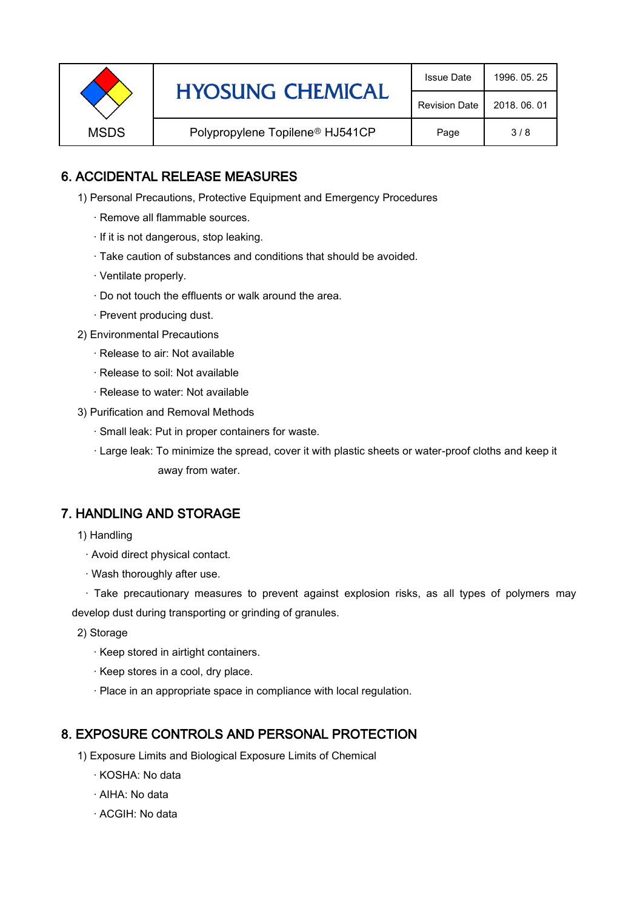## 6. ACCIDENTAL RELEASE MEASURES

1) Personal Precautions, Protective Equipment and Emergency Procedures

- · Remove all flammable sources.
- · If it is not dangerous, stop leaking.
- · Take caution of substances and conditions that should be avoided.
- · Ventilate properly.
- · Do not touch the effluents or walk around the area.
- · Prevent producing dust.

2) Environmental Precautions

- · Release to air: Not available
- · Release to soil: Not available
- · Release to water: Not available

3) Purification and Removal Methods

- · Small leak: Put in proper containers for waste.
- · Large leak: To minimize the spread, cover it with plastic sheets or water-proof cloths and keep it away from water.

## 7. HANDLING AND STORAGE

1) Handling

- · Avoid direct physical contact.
- · Wash thoroughly after use.
- · Take precautionary measures to prevent against explosion risks, as all types of polymers may develop dust during transporting or grinding of granules.

2) Storage

- · Keep stored in airtight containers.
- · Keep stores in a cool, dry place.
- · Place in an appropriate space in compliance with local regulation.

## 8. EXPOSURE CONTROLS AND PERSONAL PROTECTION

1) Exposure Limits and Biological Exposure Limits of Chemical

- · KOSHA: No data
- · AIHA: No data
- · ACGIH: No data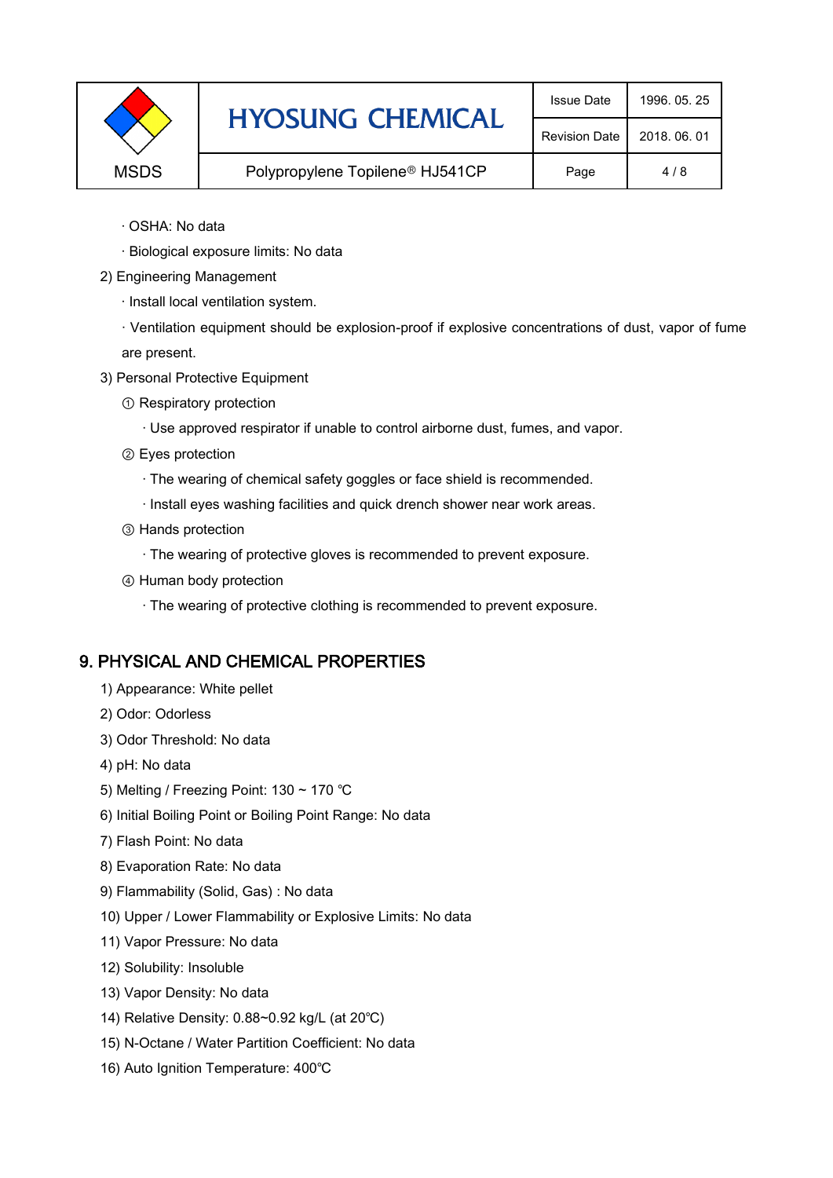· OSHA: No data

· Biological exposure limits: No data

2) Engineering Management

· Install local ventilation system.

· Ventilation equipment should be explosion-proof if explosive concentrations of dust, vapor of fume are present.

3) Personal Protective Equipment

① Respiratory protection

· Use approved respirator if unable to control airborne dust, fumes, and vapor.

② Eyes protection

· The wearing of chemical safety goggles or face shield is recommended.

· Install eyes washing facilities and quick drench shower near work areas.

③ Hands protection

· The wearing of protective gloves is recommended to prevent exposure.

④ Human body protection

· The wearing of protective clothing is recommended to prevent exposure.

## 9. PHYSICAL AND CHEMICAL PROPERTIES

1) Appearance: White pellet

2) Odor: Odorless

3) Odor Threshold: No data

4) pH: No data

5) Melting / Freezing Point: 130 ~ 170 ℃

6) Initial Boiling Point or Boiling Point Range: No data

7) Flash Point: No data

8) Evaporation Rate: No data

9) Flammability (Solid, Gas) : No data

10) Upper / Lower Flammability or Explosive Limits: No data

11) Vapor Pressure: No data

12) Solubility: Insoluble

13) Vapor Density: No data

14) Relative Density: 0.88~0.92 kg/L (at 20℃)

15) N-Octane / Water Partition Coefficient: No data

16) Auto Ignition Temperature: 400℃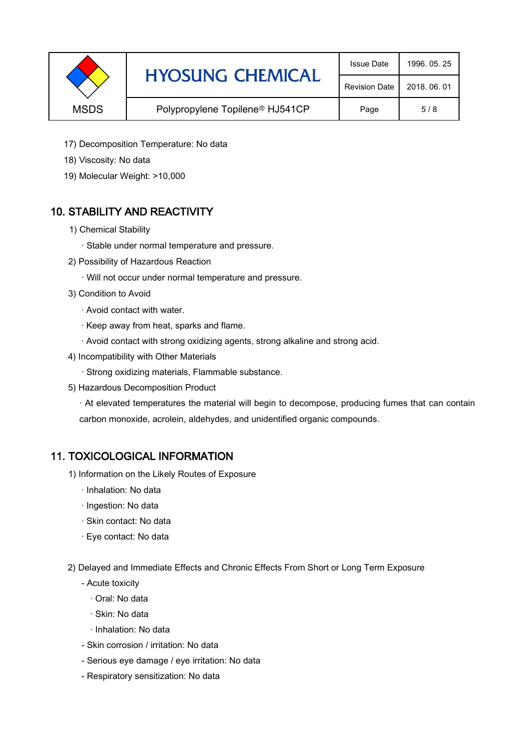17) Decomposition Temperature: No data

18) Viscosity: No data

19) Molecular Weight: >10,000

## 10. STABILITY AND REACTIVITY

1) Chemical Stability

· Stable under normal temperature and pressure.

2) Possibility of Hazardous Reaction

· Will not occur under normal temperature and pressure.

3) Condition to Avoid

· Avoid contact with water.

· Keep away from heat, sparks and flame.

· Avoid contact with strong oxidizing agents, strong alkaline and strong acid.

4) Incompatibility with Other Materials

· Strong oxidizing materials, Flammable substance.

5) Hazardous Decomposition Product

· At elevated temperatures the material will begin to decompose, producing fumes that can contain carbon monoxide, acrolein, aldehydes, and unidentified organic compounds.

## 11. TOXICOLOGICAL INFORMATION

1) Information on the Likely Routes of Exposure

· Inhalation: No data

· Ingestion: No data

· Skin contact: No data

· Eye contact: No data

2) Delayed and Immediate Effects and Chronic Effects From Short or Long Term Exposure

- Acute toxicity
  - · Oral: No data
  - · Skin: No data
  - · Inhalation: No data
- Skin corrosion / irritation: No data
- Serious eye damage / eye irritation: No data
- Respiratory sensitization: No data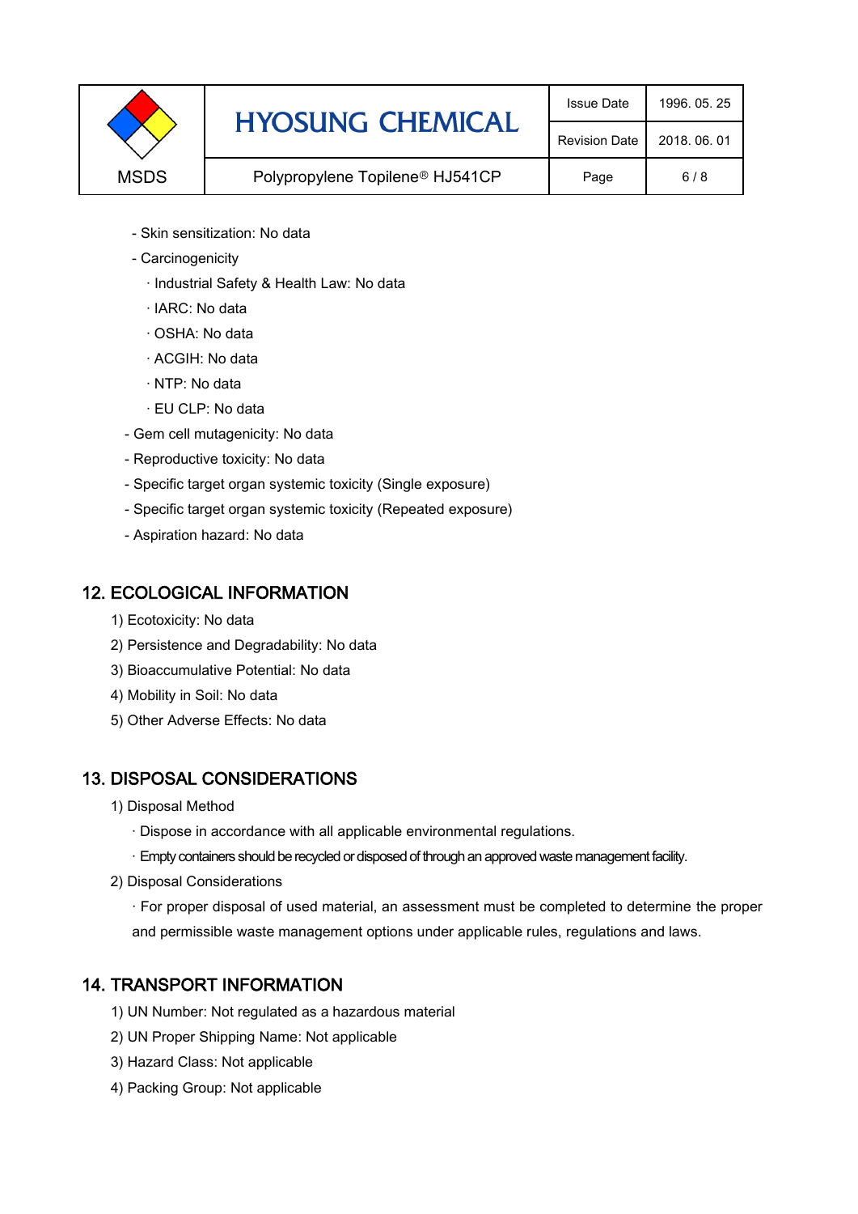- Skin sensitization: No data
- Carcinogenicity
  - · Industrial Safety & Health Law: No data
  - · IARC: No data
  - · OSHA: No data
  - · ACGIH: No data
  - · NTP: No data
  - · EU CLP: No data
- Gem cell mutagenicity: No data
- Reproductive toxicity: No data
- Specific target organ systemic toxicity (Single exposure)
- Specific target organ systemic toxicity (Repeated exposure)
- Aspiration hazard: No data

## 12. ECOLOGICAL INFORMATION

1) Ecotoxicity: No data
2) Persistence and Degradability: No data
3) Bioaccumulative Potential: No data
4) Mobility in Soil: No data
5) Other Adverse Effects: No data

## 13. DISPOSAL CONSIDERATIONS

1) Disposal Method
   - · Dispose in accordance with all applicable environmental regulations.
   - · Empty containers should be recycled or disposed of through an approved waste management facility.
2) Disposal Considerations

   · For proper disposal of used material, an assessment must be completed to determine the proper and permissible waste management options under applicable rules, regulations and laws.

## 14. TRANSPORT INFORMATION

1) UN Number: Not regulated as a hazardous material
2) UN Proper Shipping Name: Not applicable
3) Hazard Class: Not applicable
4) Packing Group: Not applicable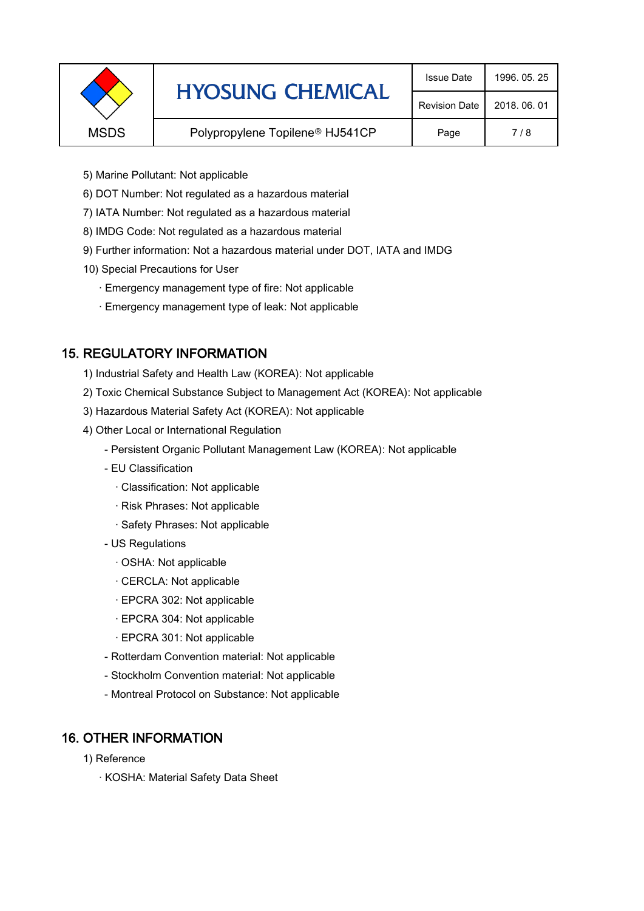5) Marine Pollutant: Not applicable

6) DOT Number: Not regulated as a hazardous material

7) IATA Number: Not regulated as a hazardous material

8) IMDG Code: Not regulated as a hazardous material

9) Further information: Not a hazardous material under DOT, IATA and IMDG

10) Special Precautions for User

- Emergency management type of fire: Not applicable
- Emergency management type of leak: Not applicable

## 15. REGULATORY INFORMATION

1) Industrial Safety and Health Law (KOREA): Not applicable

2) Toxic Chemical Substance Subject to Management Act (KOREA): Not applicable

3) Hazardous Material Safety Act (KOREA): Not applicable

4) Other Local or International Regulation

- Persistent Organic Pollutant Management Law (KOREA): Not applicable
- EU Classification
  - Classification: Not applicable
  - Risk Phrases: Not applicable
  - Safety Phrases: Not applicable
- US Regulations
  - OSHA: Not applicable
  - CERCLA: Not applicable
  - EPCRA 302: Not applicable
  - EPCRA 304: Not applicable
  - EPCRA 301: Not applicable
- Rotterdam Convention material: Not applicable
- Stockholm Convention material: Not applicable
- Montreal Protocol on Substance: Not applicable

## 16. OTHER INFORMATION

1) Reference

- KOSHA: Material Safety Data Sheet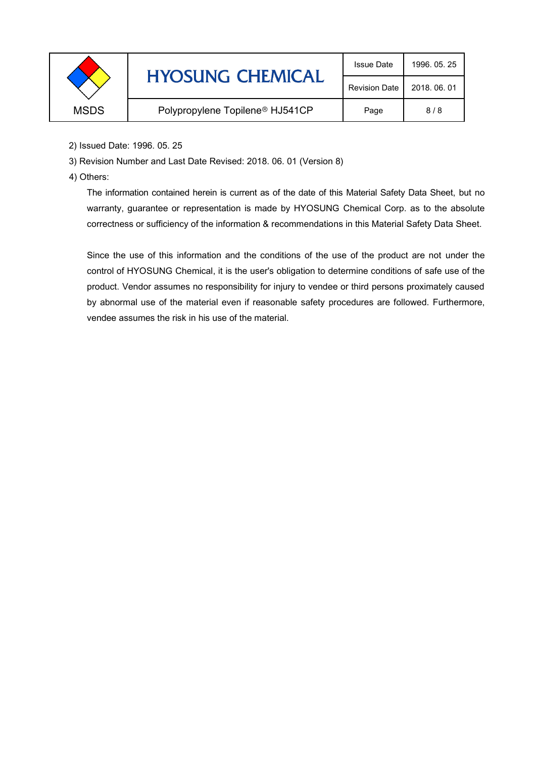2) Issued Date: 1996. 05. 25

3) Revision Number and Last Date Revised: 2018. 06. 01 (Version 8)

4) Others:

The information contained herein is current as of the date of this Material Safety Data Sheet, but no warranty, guarantee or representation is made by HYOSUNG Chemical Corp. as to the absolute correctness or sufficiency of the information & recommendations in this Material Safety Data Sheet.

Since the use of this information and the conditions of the use of the product are not under the control of HYOSUNG Chemical, it is the user's obligation to determine conditions of safe use of the product. Vendor assumes no responsibility for injury to vendee or third persons proximately caused by abnormal use of the material even if reasonable safety procedures are followed. Furthermore, vendee assumes the risk in his use of the material.